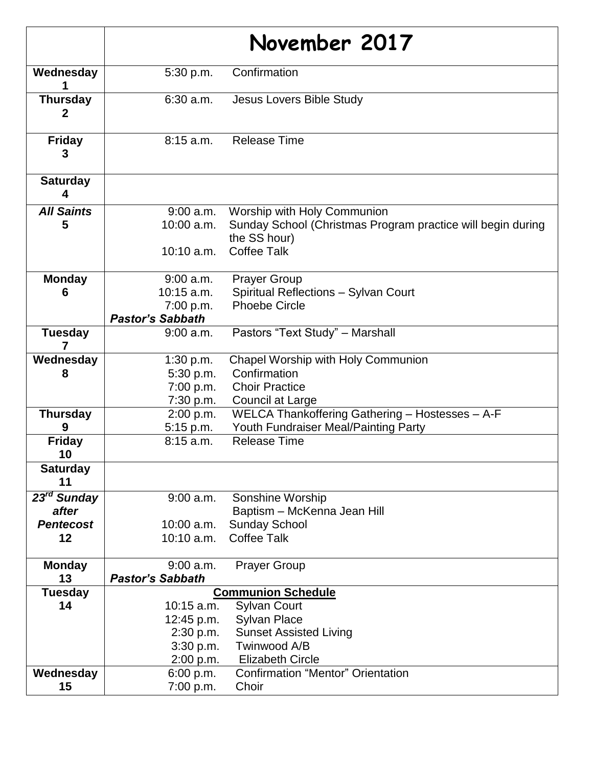| | November 2017 |
|---|---|
| **Wednesday 1** | 5:30 p.m. Confirmation |
| **Thursday 2** | 6:30 a.m. Jesus Lovers Bible Study |
| **Friday 3** | 8:15 a.m. Release Time |
| **Saturday 4** | |
| ***All Saints* 5** | 9:00 a.m. Worship with Holy Communion<br>10:00 a.m. Sunday School (Christmas Program practice will begin during the SS hour)<br>10:10 a.m. Coffee Talk |
| **Monday 6** | 9:00 a.m. Prayer Group<br>10:15 a.m. Spiritual Reflections – Sylvan Court<br>7:00 p.m. Phoebe Circle<br>***Pastor's Sabbath*** |
| **Tuesday 7** | 9:00 a.m. Pastors "Text Study" – Marshall |
| **Wednesday 8** | 1:30 p.m. Chapel Worship with Holy Communion<br>5:30 p.m. Confirmation<br>7:00 p.m. Choir Practice<br>7:30 p.m. Council at Large |
| **Thursday 9** | 2:00 p.m. WELCA Thankoffering Gathering – Hostesses – A-F<br>5:15 p.m. Youth Fundraiser Meal/Painting Party |
| **Friday 10** | 8:15 a.m. Release Time |
| **Saturday 11** | |
| ***23rd Sunday after Pentecost* 12** | 9:00 a.m. Sonshine Worship<br>Baptism – McKenna Jean Hill<br>10:00 a.m. Sunday School<br>10:10 a.m. Coffee Talk |
| **Monday 13** | 9:00 a.m. Prayer Group<br>***Pastor's Sabbath*** |
| **Tuesday 14** | **Communion Schedule**<br>10:15 a.m. Sylvan Court<br>12:45 p.m. Sylvan Place<br>2:30 p.m. Sunset Assisted Living<br>3:30 p.m. Twinwood A/B<br>2:00 p.m. Elizabeth Circle |
| **Wednesday 15** | 6:00 p.m. Confirmation "Mentor" Orientation<br>7:00 p.m. Choir |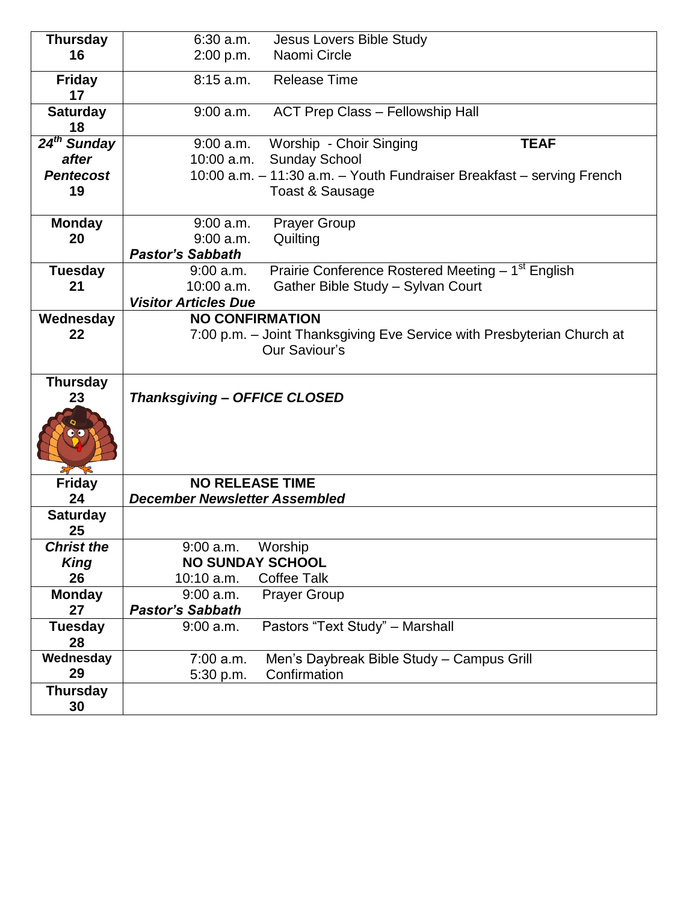| | |
|---|---|
| **Thursday 16** | 6:30 a.m. Jesus Lovers Bible Study<br>2:00 p.m. Naomi Circle |
| **Friday 17** | 8:15 a.m. Release Time |
| **Saturday 18** | 9:00 a.m. ACT Prep Class – Fellowship Hall |
| ***24th Sunday after Pentecost*** **19** | 9:00 a.m. Worship - Choir Singing **TEAF**<br>10:00 a.m. Sunday School<br>10:00 a.m. – 11:30 a.m. – Youth Fundraiser Breakfast – serving French Toast & Sausage |
| **Monday 20** | 9:00 a.m. Prayer Group<br>9:00 a.m. Quilting<br>***Pastor's Sabbath*** |
| **Tuesday 21** | 9:00 a.m. Prairie Conference Rostered Meeting – 1st English<br>10:00 a.m. Gather Bible Study – Sylvan Court<br>***Visitor Articles Due*** |
| **Wednesday 22** | **NO CONFIRMATION**<br>7:00 p.m. – Joint Thanksgiving Eve Service with Presbyterian Church at Our Saviour's |
| **Thursday 23** | ***Thanksgiving – OFFICE CLOSED*** |
| **Friday 24** | **NO RELEASE TIME**<br>***December Newsletter Assembled*** |
| **Saturday 25** | |
| ***Christ the King*** **26** | 9:00 a.m. Worship<br>**NO SUNDAY SCHOOL**<br>10:10 a.m. Coffee Talk |
| **Monday 27** | 9:00 a.m. Prayer Group<br>***Pastor's Sabbath*** |
| **Tuesday 28** | 9:00 a.m. Pastors "Text Study" – Marshall |
| **Wednesday 29** | 7:00 a.m. Men's Daybreak Bible Study – Campus Grill<br>5:30 p.m. Confirmation |
| **Thursday 30** | |